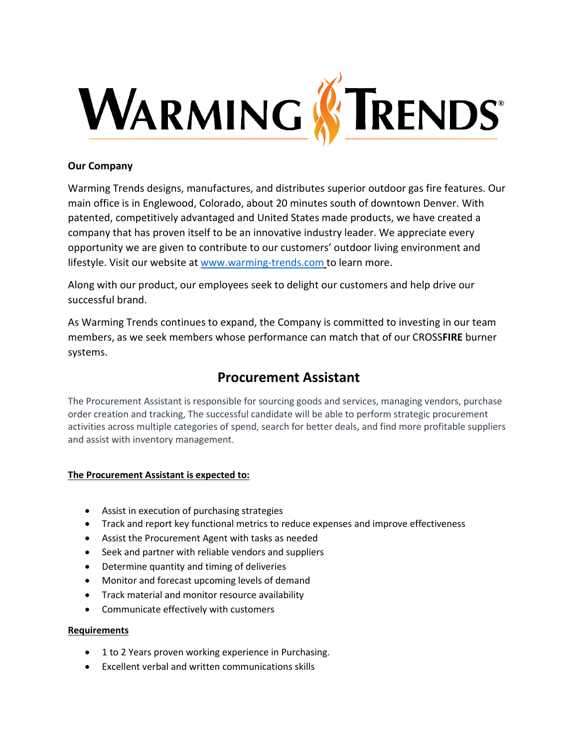# WARMING TRENDS®

**Our Company**

Warming Trends designs, manufactures, and distributes superior outdoor gas fire features. Our main office is in Englewood, Colorado, about 20 minutes south of downtown Denver. With patented, competitively advantaged and United States made products, we have created a company that has proven itself to be an innovative industry leader. We appreciate every opportunity we are given to contribute to our customers' outdoor living environment and lifestyle. Visit our website at [www.warming-trends.com](http://www.warming-trends.com) to learn more.

Along with our product, our employees seek to delight our customers and help drive our successful brand.

As Warming Trends continues to expand, the Company is committed to investing in our team members, as we seek members whose performance can match that of our CROSS**FIRE** burner systems.

## Procurement Assistant

The Procurement Assistant is responsible for sourcing goods and services, managing vendors, purchase order creation and tracking, The successful candidate will be able to perform strategic procurement activities across multiple categories of spend, search for better deals, and find more profitable suppliers and assist with inventory management.

**The Procurement Assistant is expected to:**

- Assist in execution of purchasing strategies
- Track and report key functional metrics to reduce expenses and improve effectiveness
- Assist the Procurement Agent with tasks as needed
- Seek and partner with reliable vendors and suppliers
- Determine quantity and timing of deliveries
- Monitor and forecast upcoming levels of demand
- Track material and monitor resource availability
- Communicate effectively with customers

**Requirements**

- 1 to 2 Years proven working experience in Purchasing.
- Excellent verbal and written communications skills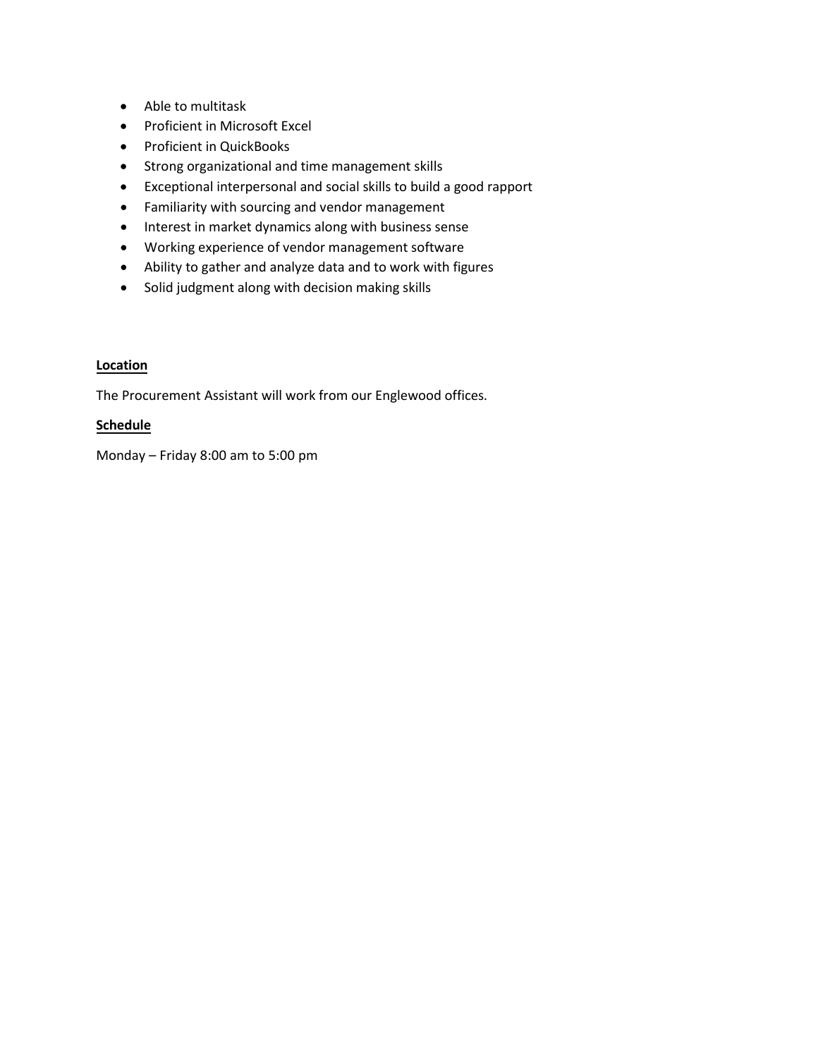- Able to multitask
- Proficient in Microsoft Excel
- Proficient in QuickBooks
- Strong organizational and time management skills
- Exceptional interpersonal and social skills to build a good rapport
- Familiarity with sourcing and vendor management
- Interest in market dynamics along with business sense
- Working experience of vendor management software
- Ability to gather and analyze data and to work with figures
- Solid judgment along with decision making skills

**Location**

The Procurement Assistant will work from our Englewood offices.

**Schedule**

Monday – Friday 8:00 am to 5:00 pm